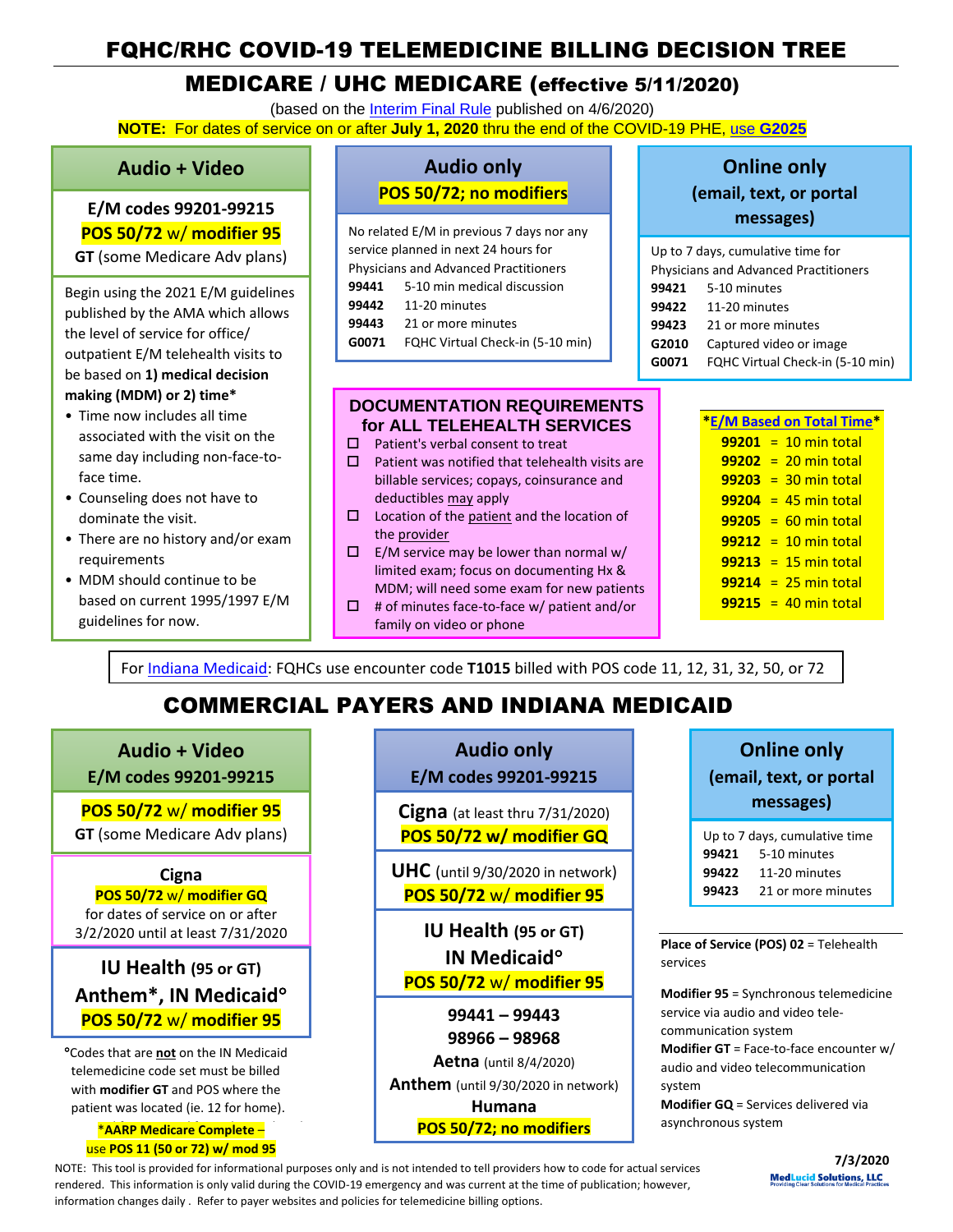# FQHC/RHC COVID-19 TELEMEDICINE BILLING DECISION TREE

## MEDICARE / UHC MEDICARE (effective 5/11/2020)

(based on the Interim Final Rule published on 4/6/2020)

**NOTE:** For dates of service on or after **July 1, 2020** thru the end of the COVID-19 PHE, use **G2025**

### Audio + Video

**E/M codes 99201-99215**

**POS 50/72 w/ modifier 95**

**GT** (some Medicare Adv plans)

Begin using the 2021 E/M guidelines published by the AMA which allows the level of service for office/ outpatient E/M telehealth visits to be based on **1) medical decision making (MDM) or 2) time***

- Time now includes all time associated with the visit on the same day including non-face-to-face time.
- Counseling does not have to dominate the visit.
- There are no history and/or exam requirements
- MDM should continue to be based on current 1995/1997 E/M guidelines for now.

### Audio only

**POS 50/72; no modifiers**

No related E/M in previous 7 days nor any service planned in next 24 hours for Physicians and Advanced Practitioners

| Code | Description |
|---|---|
| **99441** | 5-10 min medical discussion |
| **99442** | 11-20 minutes |
| **99443** | 21 or more minutes |
| **G0071** | FQHC Virtual Check-in (5-10 min) |

### Online only (email, text, or portal messages)

Up to 7 days, cumulative time for Physicians and Advanced Practitioners

| Code | Description |
|---|---|
| **99421** | 5-10 minutes |
| **99422** | 11-20 minutes |
| **99423** | 21 or more minutes |
| **G2010** | Captured video or image |
| **G0071** | FQHC Virtual Check-in (5-10 min) |

### DOCUMENTATION REQUIREMENTS for ALL TELEHEALTH SERVICES

- ☐ Patient's verbal consent to treat
- ☐ Patient was notified that telehealth visits are billable services; copays, coinsurance and deductibles may apply
- ☐ Location of the patient and the location of the provider
- ☐ E/M service may be lower than normal w/ limited exam; focus on documenting Hx & MDM; will need some exam for new patients
- ☐ # of minutes face-to-face w/ patient and/or family on video or phone

### *E/M Based on Total Time*

| Code | Time |
|---|---|
| **99201** | = 10 min total |
| **99202** | = 20 min total |
| **99203** | = 30 min total |
| **99204** | = 45 min total |
| **99205** | = 60 min total |
| **99212** | = 10 min total |
| **99213** | = 15 min total |
| **99214** | = 25 min total |
| **99215** | = 40 min total |

For Indiana Medicaid: FQHCs use encounter code **T1015** billed with POS code 11, 12, 31, 32, 50, or 72

## COMMERCIAL PAYERS AND INDIANA MEDICAID

### Audio + Video E/M codes 99201-99215

**POS 50/72 w/ modifier 95**

**GT** (some Medicare Adv plans)

**Cigna**

**POS 50/72 w/ modifier GQ** for dates of service on or after 3/2/2020 until at least 7/31/2020

**IU Health (95 or GT)**

**Anthem*, IN Medicaid°**

**POS 50/72 w/ modifier 95**

°Codes that are **not** on the IN Medicaid telemedicine code set must be billed with **modifier GT** and POS where the patient was located (ie. 12 for home).

***AARP Medicare Complete** – use **POS 11 (50 or 72) w/ mod 95**

### Audio only E/M codes 99201-99215

**Cigna** (at least thru 7/31/2020)

**POS 50/72 w/ modifier GQ**

**UHC** (until 9/30/2020 in network)

**POS 50/72 w/ modifier 95**

**IU Health (95 or GT)**

**IN Medicaid°**

**POS 50/72 w/ modifier 95**

**99441 – 99443**

**98966 – 98968**

**Aetna** (until 8/4/2020)

**Anthem** (until 9/30/2020 in network)

**Humana**

**POS 50/72; no modifiers**

### Online only (email, text, or portal messages)

Up to 7 days, cumulative time

| Code | Description |
|---|---|
| **99421** | 5-10 minutes |
| **99422** | 11-20 minutes |
| **99423** | 21 or more minutes |

**Place of Service (POS) 02** = Telehealth services

**Modifier 95** = Synchronous telemedicine service via audio and video tele-communication system

**Modifier GT** = Face-to-face encounter w/ audio and video telecommunication system

**Modifier GQ** = Services delivered via asynchronous system

NOTE: This tool is provided for informational purposes only and is not intended to tell providers how to code for actual services rendered. This information is only valid during the COVID-19 emergency and was current at the time of publication; however, information changes daily. Refer to payer websites and policies for telemedicine billing options.

**7/3/2020**

MedLucid Solutions, LLC — Providing Clear Solutions for Medical Practices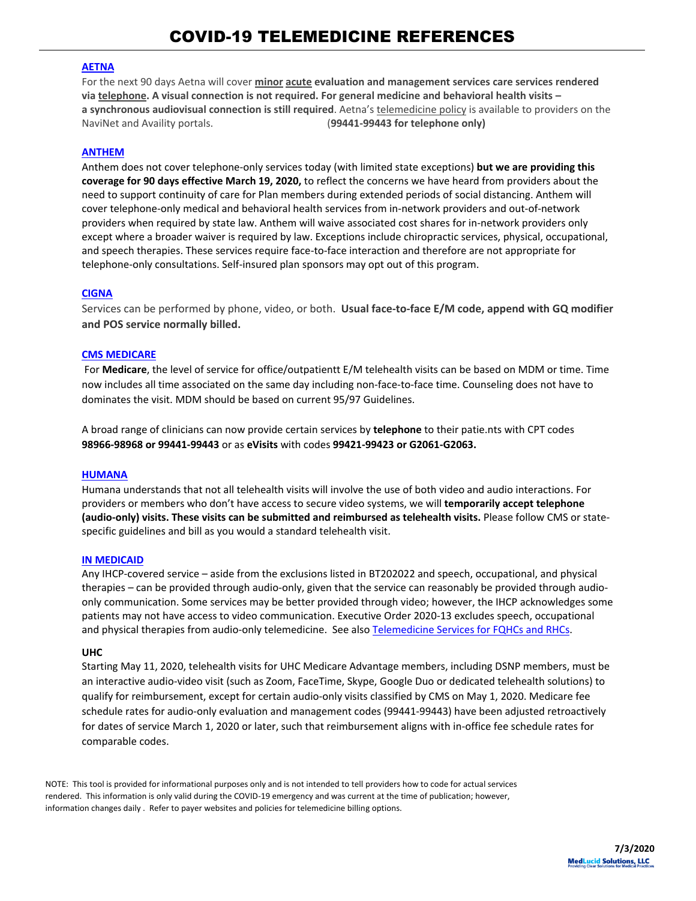# COVID-19 TELEMEDICINE REFERENCES

**AETNA**

For the next 90 days Aetna will cover **minor acute evaluation and management services care services rendered via telephone. A visual connection is not required. For general medicine and behavioral health visits – a synchronous audiovisual connection is still required**. Aetna's telemedicine policy is available to providers on the NaviNet and Availity portals. (**99441-99443 for telephone only)**

**ANTHEM**

Anthem does not cover telephone-only services today (with limited state exceptions) **but we are providing this coverage for 90 days effective March 19, 2020,** to reflect the concerns we have heard from providers about the need to support continuity of care for Plan members during extended periods of social distancing. Anthem will cover telephone-only medical and behavioral health services from in-network providers and out-of-network providers when required by state law. Anthem will waive associated cost shares for in-network providers only except where a broader waiver is required by law. Exceptions include chiropractic services, physical, occupational, and speech therapies. These services require face-to-face interaction and therefore are not appropriate for telephone-only consultations. Self-insured plan sponsors may opt out of this program.

**CIGNA**

Services can be performed by phone, video, or both. **Usual face-to-face E/M code, append with GQ modifier and POS service normally billed.**

**CMS MEDICARE**

For **Medicare**, the level of service for office/outpatientt E/M telehealth visits can be based on MDM or time. Time now includes all time associated on the same day including non-face-to-face time. Counseling does not have to dominates the visit. MDM should be based on current 95/97 Guidelines.

A broad range of clinicians can now provide certain services by **telephone** to their patie.nts with CPT codes **98966-98968 or 99441-99443** or as **eVisits** with codes **99421-99423 or G2061-G2063.**

**HUMANA**

Humana understands that not all telehealth visits will involve the use of both video and audio interactions. For providers or members who don't have access to secure video systems, we will **temporarily accept telephone (audio-only) visits. These visits can be submitted and reimbursed as telehealth visits.** Please follow CMS or state-specific guidelines and bill as you would a standard telehealth visit.

**IN MEDICAID**

Any IHCP-covered service – aside from the exclusions listed in BT202022 and speech, occupational, and physical therapies – can be provided through audio-only, given that the service can reasonably be provided through audio-only communication. Some services may be better provided through video; however, the IHCP acknowledges some patients may not have access to video communication. Executive Order 2020-13 excludes speech, occupational and physical therapies from audio-only telemedicine. See also Telemedicine Services for FQHCs and RHCs.

**UHC**

Starting May 11, 2020, telehealth visits for UHC Medicare Advantage members, including DSNP members, must be an interactive audio-video visit (such as Zoom, FaceTime, Skype, Google Duo or dedicated telehealth solutions) to qualify for reimbursement, except for certain audio-only visits classified by CMS on May 1, 2020. Medicare fee schedule rates for audio-only evaluation and management codes (99441-99443) have been adjusted retroactively for dates of service March 1, 2020 or later, such that reimbursement aligns with in-office fee schedule rates for comparable codes.

NOTE: This tool is provided for informational purposes only and is not intended to tell providers how to code for actual services rendered. This information is only valid during the COVID-19 emergency and was current at the time of publication; however, information changes daily . Refer to payer websites and policies for telemedicine billing options.

**7/3/2020**

MedLucid Solutions, LLC
Providing Clear Solutions for Medical Practices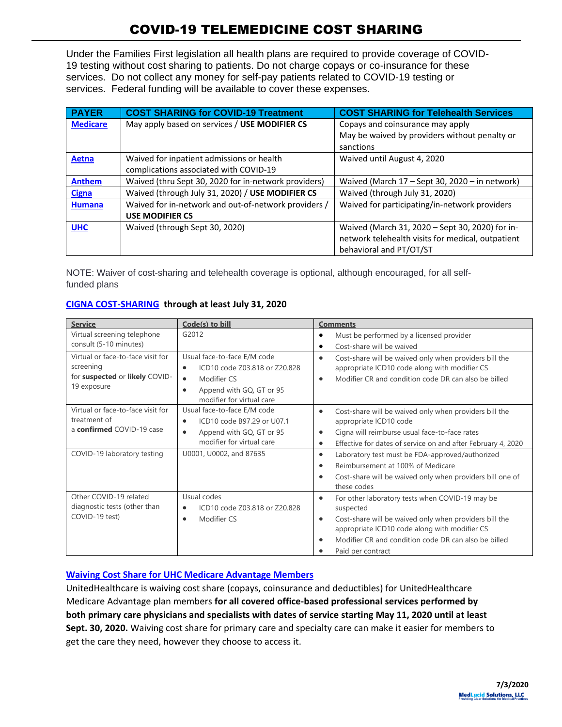# COVID-19 TELEMEDICINE COST SHARING

Under the Families First legislation all health plans are required to provide coverage of COVID-19 testing without cost sharing to patients. Do not charge copays or co-insurance for these services. Do not collect any money for self-pay patients related to COVID-19 testing or services. Federal funding will be available to cover these expenses.

| PAYER | COST SHARING for COVID-19 Treatment | COST SHARING for Telehealth Services |
|---|---|---|
| Medicare | May apply based on services / **USE MODIFIER CS** | Copays and coinsurance may apply<br>May be waived by providers without penalty or sanctions |
| Aetna | Waived for inpatient admissions or health complications associated with COVID-19 | Waived until August 4, 2020 |
| Anthem | Waived (thru Sept 30, 2020 for in-network providers) | Waived (March 17 – Sept 30, 2020 – in network) |
| Cigna | Waived (through July 31, 2020) / **USE MODIFIER CS** | Waived (through July 31, 2020) |
| Humana | Waived for in-network and out-of-network providers / **USE MODIFIER CS** | Waived for participating/in-network providers |
| UHC | Waived (through Sept 30, 2020) | Waived (March 31, 2020 – Sept 30, 2020) for in-network telehealth visits for medical, outpatient behavioral and PT/OT/ST |

NOTE: Waiver of cost-sharing and telehealth coverage is optional, although encouraged, for all self-funded plans

**CIGNA COST-SHARING through at least July 31, 2020**

| Service | Code(s) to bill | Comments |
|---|---|---|
| Virtual screening telephone consult (5-10 minutes) | G2012 | • Must be performed by a licensed provider<br>• Cost-share will be waived |
| Virtual or face-to-face visit for screening for **suspected** or **likely** COVID-19 exposure | Usual face-to-face E/M code<br>• ICD10 code Z03.818 or Z20.828<br>• Modifier CS<br>• Append with GQ, GT or 95 modifier for virtual care | • Cost-share will be waived only when providers bill the appropriate ICD10 code along with modifier CS<br>• Modifier CR and condition code DR can also be billed |
| Virtual or face-to-face visit for treatment of a **confirmed** COVID-19 case | Usual face-to-face E/M code<br>• ICD10 code B97.29 or U07.1<br>• Append with GQ, GT or 95 modifier for virtual care | • Cost-share will be waived only when providers bill the appropriate ICD10 code<br>• Cigna will reimburse usual face-to-face rates<br>• Effective for dates of service on and after February 4, 2020 |
| COVID-19 laboratory testing | U0001, U0002, and 87635 | • Laboratory test must be FDA-approved/authorized<br>• Reimbursement at 100% of Medicare<br>• Cost-share will be waived only when providers bill one of these codes |
| Other COVID-19 related diagnostic tests (other than COVID-19 test) | Usual codes<br>• ICD10 code Z03.818 or Z20.828<br>• Modifier CS | • For other laboratory tests when COVID-19 may be suspected<br>• Cost-share will be waived only when providers bill the appropriate ICD10 code along with modifier CS<br>• Modifier CR and condition code DR can also be billed<br>• Paid per contract |

**Waiving Cost Share for UHC Medicare Advantage Members**

UnitedHealthcare is waiving cost share (copays, coinsurance and deductibles) for UnitedHealthcare Medicare Advantage plan members **for all covered office-based professional services performed by both primary care physicians and specialists with dates of service starting May 11, 2020 until at least Sept. 30, 2020.** Waiving cost share for primary care and specialty care can make it easier for members to get the care they need, however they choose to access it.

**7/3/2020**

MedLucid Solutions, LLC
Providing Clear Solutions for Medical Practices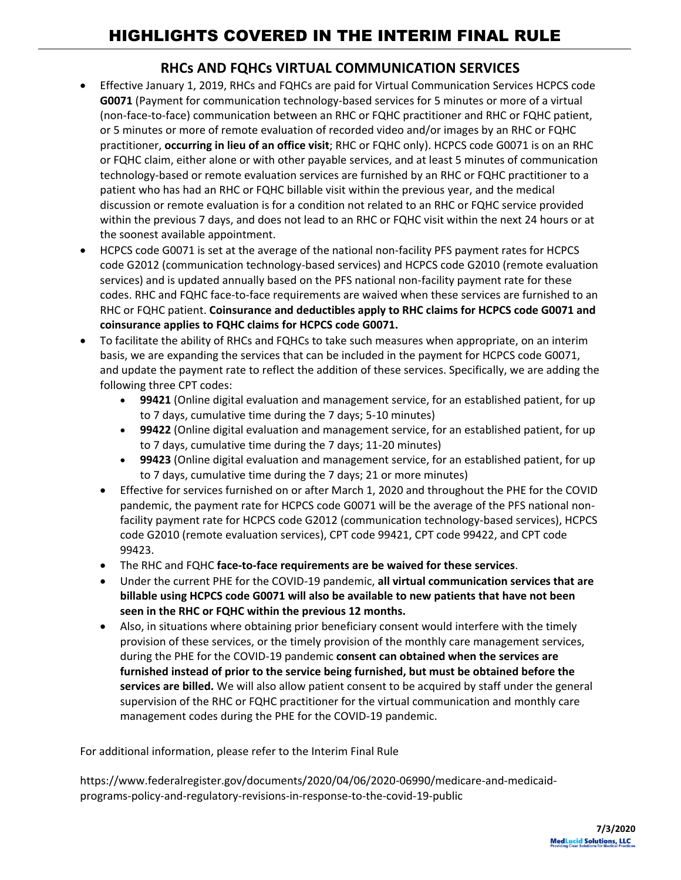# HIGHLIGHTS COVERED IN THE INTERIM FINAL RULE

## RHCs AND FQHCs VIRTUAL COMMUNICATION SERVICES

- Effective January 1, 2019, RHCs and FQHCs are paid for Virtual Communication Services HCPCS code **G0071** (Payment for communication technology-based services for 5 minutes or more of a virtual (non-face-to-face) communication between an RHC or FQHC practitioner and RHC or FQHC patient, or 5 minutes or more of remote evaluation of recorded video and/or images by an RHC or FQHC practitioner, **occurring in lieu of an office visit**; RHC or FQHC only). HCPCS code G0071 is on an RHC or FQHC claim, either alone or with other payable services, and at least 5 minutes of communication technology-based or remote evaluation services are furnished by an RHC or FQHC practitioner to a patient who has had an RHC or FQHC billable visit within the previous year, and the medical discussion or remote evaluation is for a condition not related to an RHC or FQHC service provided within the previous 7 days, and does not lead to an RHC or FQHC visit within the next 24 hours or at the soonest available appointment.
- HCPCS code G0071 is set at the average of the national non-facility PFS payment rates for HCPCS code G2012 (communication technology-based services) and HCPCS code G2010 (remote evaluation services) and is updated annually based on the PFS national non-facility payment rate for these codes. RHC and FQHC face-to-face requirements are waived when these services are furnished to an RHC or FQHC patient. **Coinsurance and deductibles apply to RHC claims for HCPCS code G0071 and coinsurance applies to FQHC claims for HCPCS code G0071.**
- To facilitate the ability of RHCs and FQHCs to take such measures when appropriate, on an interim basis, we are expanding the services that can be included in the payment for HCPCS code G0071, and update the payment rate to reflect the addition of these services. Specifically, we are adding the following three CPT codes:
  - **99421** (Online digital evaluation and management service, for an established patient, for up to 7 days, cumulative time during the 7 days; 5-10 minutes)
  - **99422** (Online digital evaluation and management service, for an established patient, for up to 7 days, cumulative time during the 7 days; 11-20 minutes)
  - **99423** (Online digital evaluation and management service, for an established patient, for up to 7 days, cumulative time during the 7 days; 21 or more minutes)
  - Effective for services furnished on or after March 1, 2020 and throughout the PHE for the COVID pandemic, the payment rate for HCPCS code G0071 will be the average of the PFS national non-facility payment rate for HCPCS code G2012 (communication technology-based services), HCPCS code G2010 (remote evaluation services), CPT code 99421, CPT code 99422, and CPT code 99423.
  - The RHC and FQHC **face-to-face requirements are be waived for these services**.
  - Under the current PHE for the COVID-19 pandemic, **all virtual communication services that are billable using HCPCS code G0071 will also be available to new patients that have not been seen in the RHC or FQHC within the previous 12 months.**
  - Also, in situations where obtaining prior beneficiary consent would interfere with the timely provision of these services, or the timely provision of the monthly care management services, during the PHE for the COVID-19 pandemic **consent can obtained when the services are furnished instead of prior to the service being furnished, but must be obtained before the services are billed.** We will also allow patient consent to be acquired by staff under the general supervision of the RHC or FQHC practitioner for the virtual communication and monthly care management codes during the PHE for the COVID-19 pandemic.

For additional information, please refer to the Interim Final Rule

https://www.federalregister.gov/documents/2020/04/06/2020-06990/medicare-and-medicaid-programs-policy-and-regulatory-revisions-in-response-to-the-covid-19-public

7/3/2020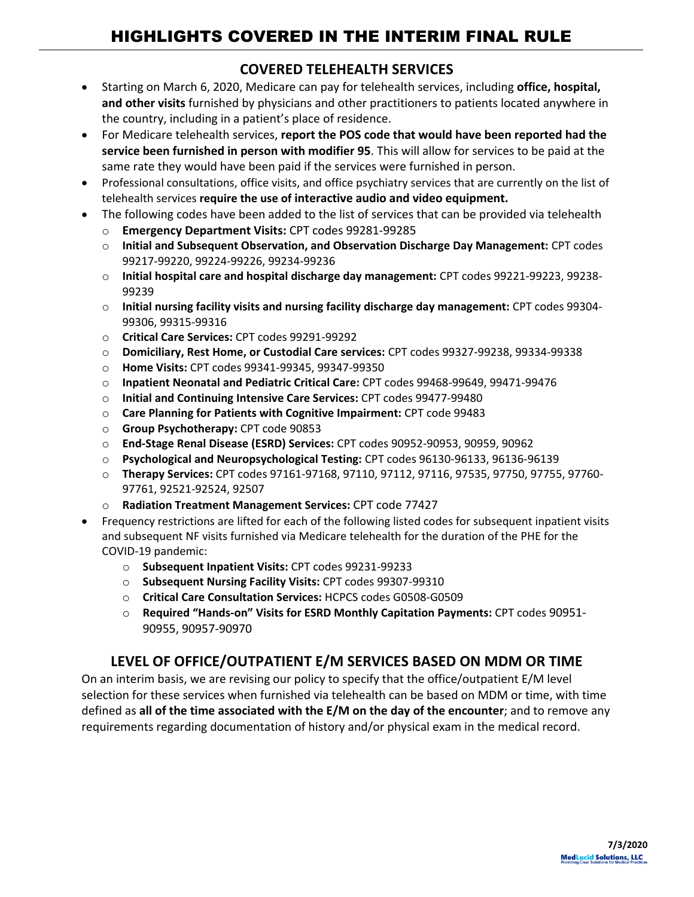# HIGHLIGHTS COVERED IN THE INTERIM FINAL RULE

## COVERED TELEHEALTH SERVICES

- Starting on March 6, 2020, Medicare can pay for telehealth services, including **office, hospital, and other visits** furnished by physicians and other practitioners to patients located anywhere in the country, including in a patient's place of residence.
- For Medicare telehealth services, **report the POS code that would have been reported had the service been furnished in person with modifier 95**. This will allow for services to be paid at the same rate they would have been paid if the services were furnished in person.
- Professional consultations, office visits, and office psychiatry services that are currently on the list of telehealth services **require the use of interactive audio and video equipment.**
- The following codes have been added to the list of services that can be provided via telehealth
  - **Emergency Department Visits:** CPT codes 99281-99285
  - **Initial and Subsequent Observation, and Observation Discharge Day Management:** CPT codes 99217-99220, 99224-99226, 99234-99236
  - **Initial hospital care and hospital discharge day management:** CPT codes 99221-99223, 99238-99239
  - **Initial nursing facility visits and nursing facility discharge day management:** CPT codes 99304-99306, 99315-99316
  - **Critical Care Services:** CPT codes 99291-99292
  - **Domiciliary, Rest Home, or Custodial Care services:** CPT codes 99327-99238, 99334-99338
  - **Home Visits:** CPT codes 99341-99345, 99347-99350
  - **Inpatient Neonatal and Pediatric Critical Care:** CPT codes 99468-99649, 99471-99476
  - **Initial and Continuing Intensive Care Services:** CPT codes 99477-99480
  - **Care Planning for Patients with Cognitive Impairment:** CPT code 99483
  - **Group Psychotherapy:** CPT code 90853
  - **End-Stage Renal Disease (ESRD) Services:** CPT codes 90952-90953, 90959, 90962
  - **Psychological and Neuropsychological Testing:** CPT codes 96130-96133, 96136-96139
  - **Therapy Services:** CPT codes 97161-97168, 97110, 97112, 97116, 97535, 97750, 97755, 97760-97761, 92521-92524, 92507
  - **Radiation Treatment Management Services:** CPT code 77427
- Frequency restrictions are lifted for each of the following listed codes for subsequent inpatient visits and subsequent NF visits furnished via Medicare telehealth for the duration of the PHE for the COVID-19 pandemic:
  - **Subsequent Inpatient Visits:** CPT codes 99231-99233
  - **Subsequent Nursing Facility Visits:** CPT codes 99307-99310
  - **Critical Care Consultation Services:** HCPCS codes G0508-G0509
  - **Required "Hands-on" Visits for ESRD Monthly Capitation Payments:** CPT codes 90951-90955, 90957-90970

## LEVEL OF OFFICE/OUTPATIENT E/M SERVICES BASED ON MDM OR TIME

On an interim basis, we are revising our policy to specify that the office/outpatient E/M level selection for these services when furnished via telehealth can be based on MDM or time, with time defined as **all of the time associated with the E/M on the day of the encounter**; and to remove any requirements regarding documentation of history and/or physical exam in the medical record.

**7/3/2020**

MedLucid Solutions, LLC
Providing Clear Solutions for Medical Practices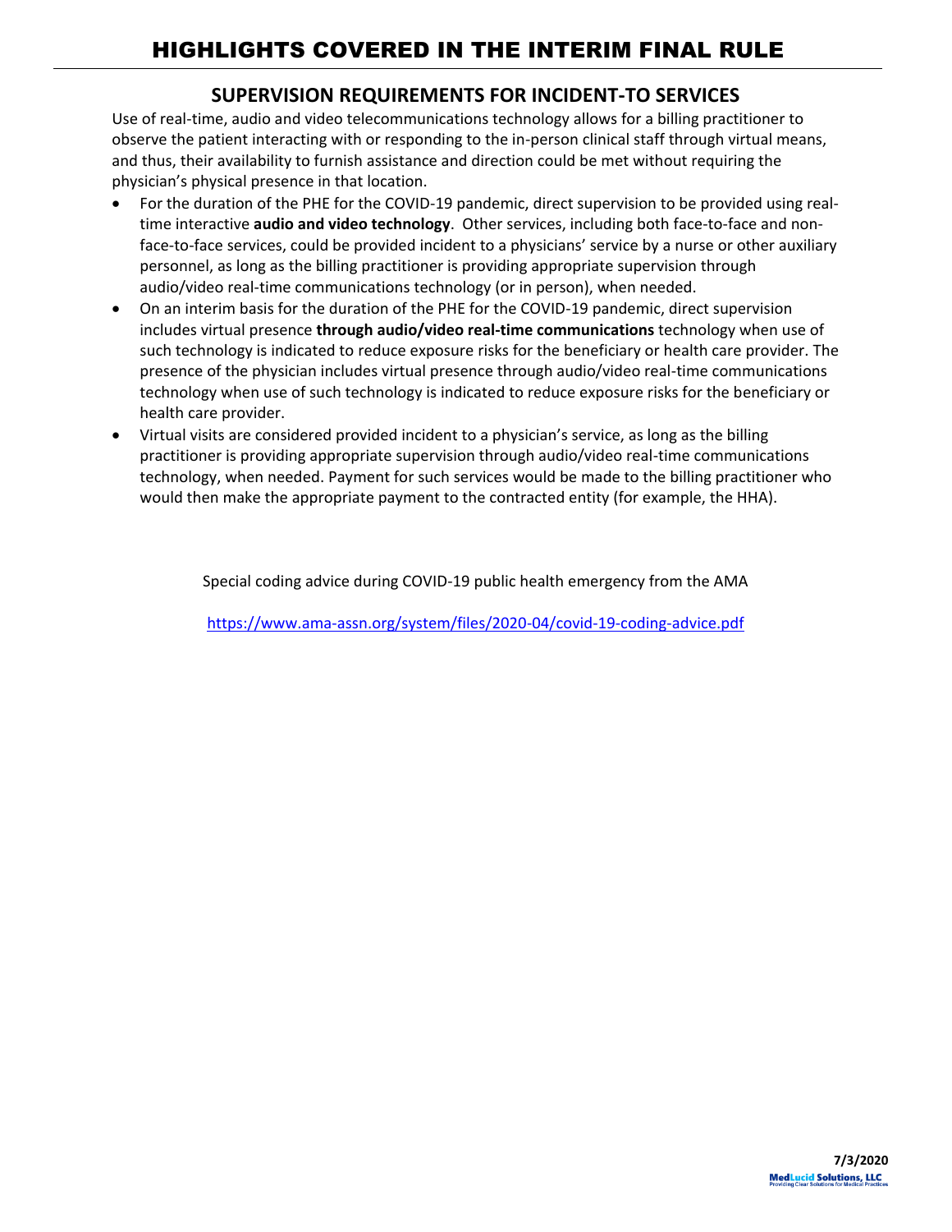# HIGHLIGHTS COVERED IN THE INTERIM FINAL RULE

## SUPERVISION REQUIREMENTS FOR INCIDENT-TO SERVICES

Use of real-time, audio and video telecommunications technology allows for a billing practitioner to observe the patient interacting with or responding to the in-person clinical staff through virtual means, and thus, their availability to furnish assistance and direction could be met without requiring the physician's physical presence in that location.

- For the duration of the PHE for the COVID-19 pandemic, direct supervision to be provided using real-time interactive **audio and video technology**. Other services, including both face-to-face and non-face-to-face services, could be provided incident to a physicians' service by a nurse or other auxiliary personnel, as long as the billing practitioner is providing appropriate supervision through audio/video real-time communications technology (or in person), when needed.
- On an interim basis for the duration of the PHE for the COVID-19 pandemic, direct supervision includes virtual presence **through audio/video real-time communications** technology when use of such technology is indicated to reduce exposure risks for the beneficiary or health care provider. The presence of the physician includes virtual presence through audio/video real-time communications technology when use of such technology is indicated to reduce exposure risks for the beneficiary or health care provider.
- Virtual visits are considered provided incident to a physician's service, as long as the billing practitioner is providing appropriate supervision through audio/video real-time communications technology, when needed. Payment for such services would be made to the billing practitioner who would then make the appropriate payment to the contracted entity (for example, the HHA).

Special coding advice during COVID-19 public health emergency from the AMA

https://www.ama-assn.org/system/files/2020-04/covid-19-coding-advice.pdf

**7/3/2020**

MedLucid Solutions, LLC
Providing Clear Solutions for Medical Practices